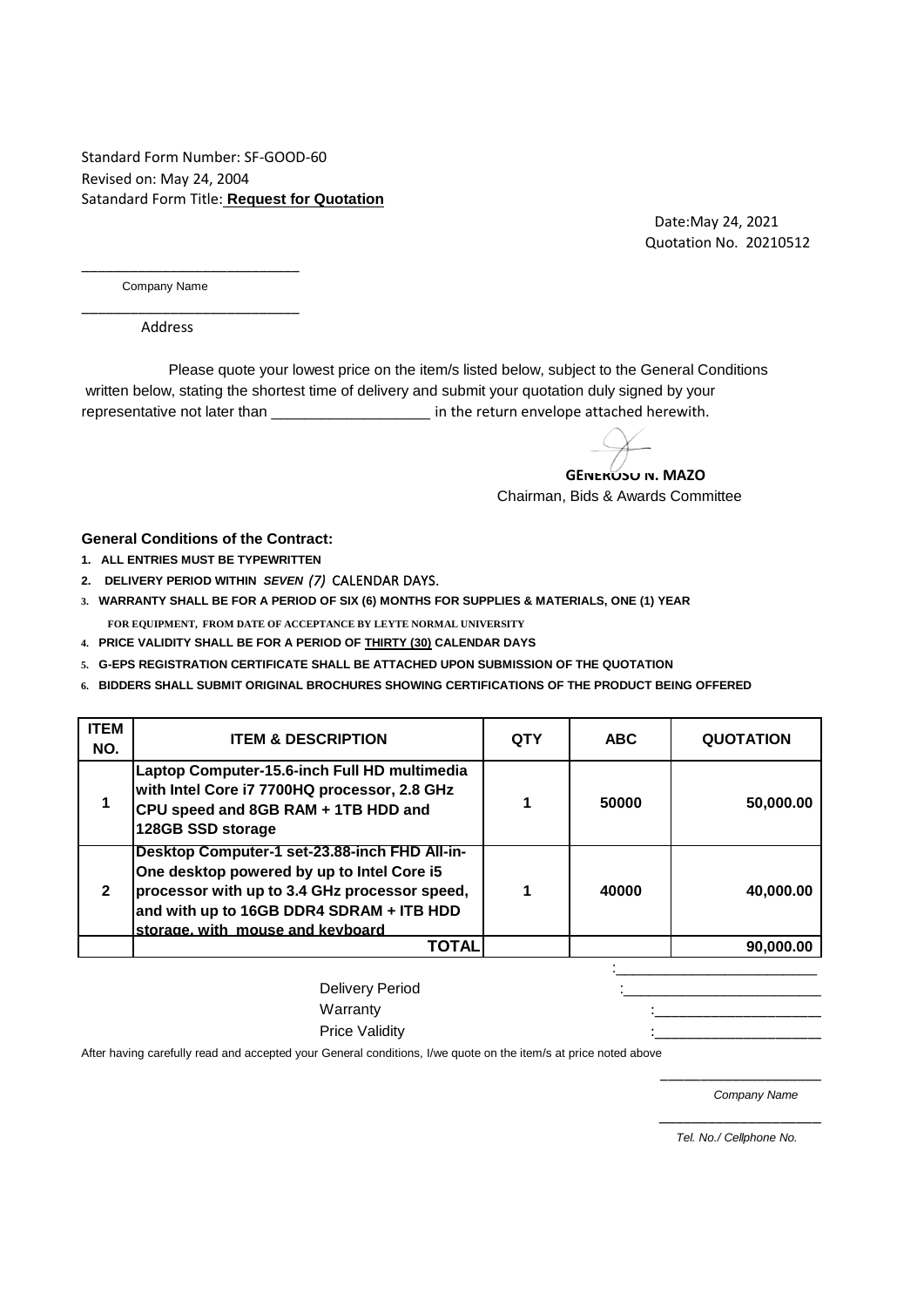Standard Form Number: SF-GOOD-60
Revised on: May 24, 2004
Satandard Form Title: **Request for Quotation**

Date:May 24, 2021
Quotation No. 20210512

____________________________
Company Name

____________________________
Address

Please quote your lowest price on the item/s listed below, subject to the General Conditions written below, stating the shortest time of delivery and submit your quotation duly signed by your representative not later than ___________________ in the return envelope attached herewith.

**GENEROSO N. MAZO**
Chairman, Bids & Awards Committee

**General Conditions of the Contract:**

1. **ALL ENTRIES MUST BE TYPEWRITTEN**
2. **DELIVERY PERIOD WITHIN *SEVEN (7)* CALENDAR DAYS.**
3. **WARRANTY SHALL BE FOR A PERIOD OF SIX (6) MONTHS FOR SUPPLIES & MATERIALS, ONE (1) YEAR FOR EQUIPMENT, FROM DATE OF ACCEPTANCE BY LEYTE NORMAL UNIVERSITY**
4. **PRICE VALIDITY SHALL BE FOR A PERIOD OF THIRTY (30) CALENDAR DAYS**
5. **G-EPS REGISTRATION CERTIFICATE SHALL BE ATTACHED UPON SUBMISSION OF THE QUOTATION**
6. **BIDDERS SHALL SUBMIT ORIGINAL BROCHURES SHOWING CERTIFICATIONS OF THE PRODUCT BEING OFFERED**

| ITEM NO. | ITEM & DESCRIPTION | QTY | ABC | QUOTATION |
|---|---|---|---|---|
| 1 | Laptop Computer-15.6-inch Full HD multimedia with Intel Core i7 7700HQ processor, 2.8 GHz CPU speed and 8GB RAM + 1TB HDD and 128GB SSD storage | 1 | 50000 | 50,000.00 |
| 2 | Desktop Computer-1 set-23.88-inch FHD All-in-One desktop powered by up to Intel Core i5 processor with up to 3.4 GHz processor speed, and with up to 16GB DDR4 SDRAM + ITB HDD storage, with mouse and keyboard | 1 | 40000 | 40,000.00 |
| | **TOTAL** | | | **90,000.00** |

:________________________

Delivery Period :________________________

Warranty :____________________

Price Validity :____________________

After having carefully read and accepted your General conditions, I/we quote on the item/s at price noted above

____________________
*Company Name*

____________________
*Tel. No./ Cellphone No.*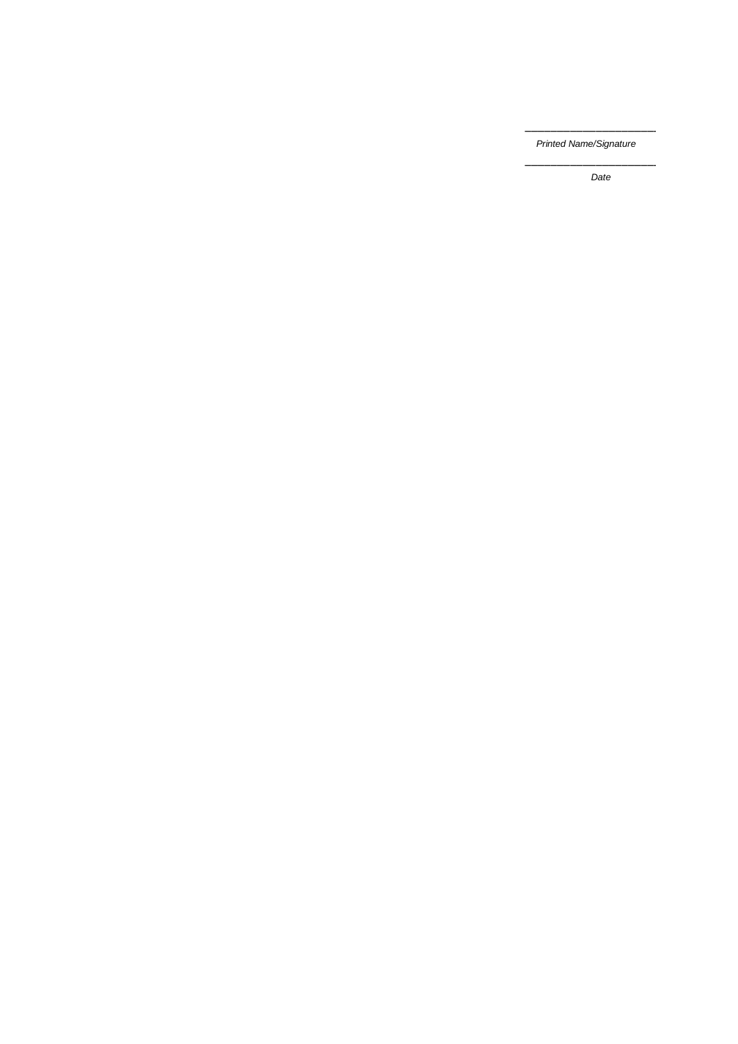\_\_\_\_\_\_\_\_\_\_\_\_\_\_\_\_\_\_\_\_\_\_\_\_\_

*Printed Name/Signature*

\_\_\_\_\_\_\_\_\_\_\_\_\_\_\_\_\_\_\_\_\_\_\_\_\_

*Date*